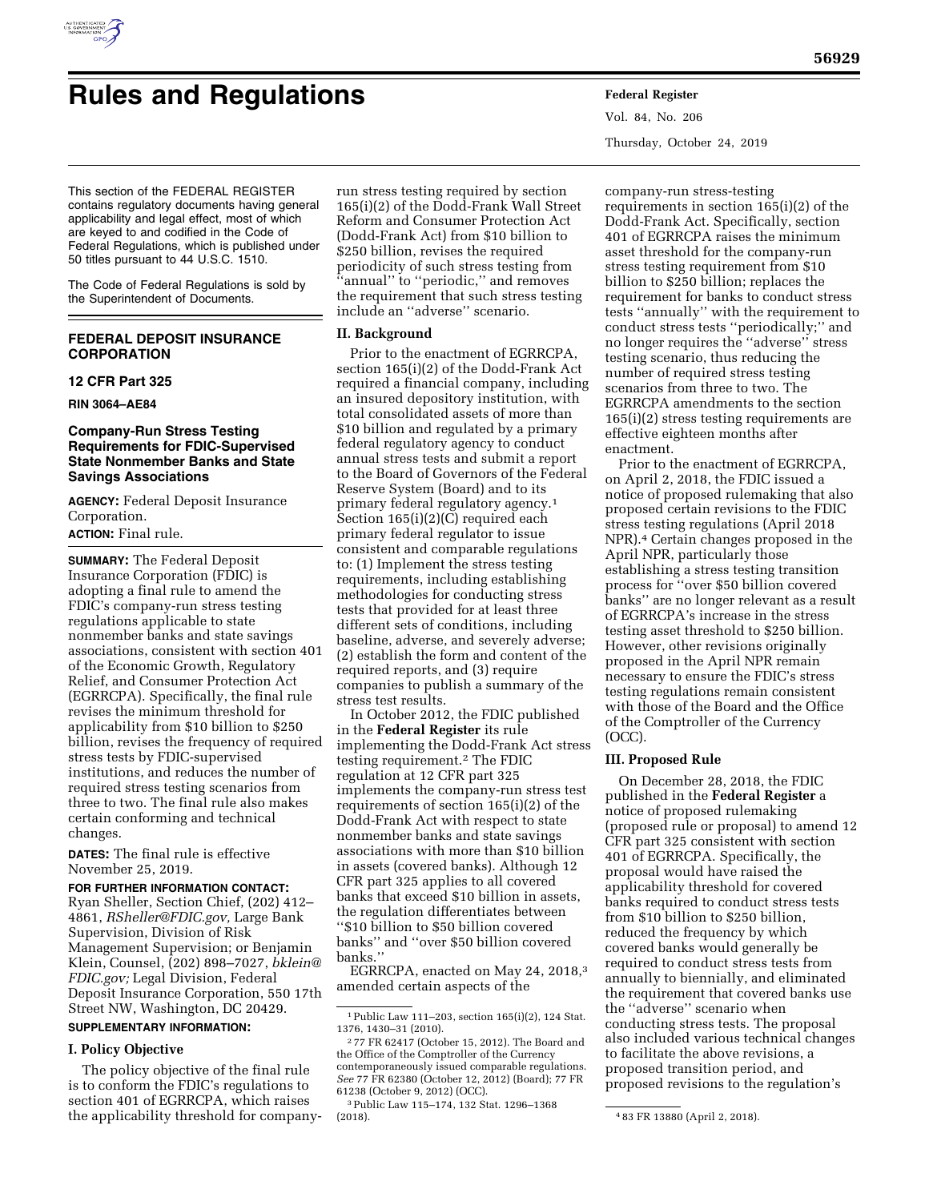# Rules and Regulations

This section of the FEDERAL REGISTER contains regulatory documents having general applicability and legal effect, most of which are keyed to and codified in the Code of Federal Regulations, which is published under 50 titles pursuant to 44 U.S.C. 1510.

The Code of Federal Regulations is sold by the Superintendent of Documents.

## FEDERAL DEPOSIT INSURANCE CORPORATION

### 12 CFR Part 325

**RIN 3064–AE84**

### Company-Run Stress Testing Requirements for FDIC-Supervised State Nonmember Banks and State Savings Associations

**AGENCY:** Federal Deposit Insurance Corporation.

**ACTION:** Final rule.

**SUMMARY:** The Federal Deposit Insurance Corporation (FDIC) is adopting a final rule to amend the FDIC's company-run stress testing regulations applicable to state nonmember banks and state savings associations, consistent with section 401 of the Economic Growth, Regulatory Relief, and Consumer Protection Act (EGRRCPA). Specifically, the final rule revises the minimum threshold for applicability from $10 billion to $250 billion, revises the frequency of required stress tests by FDIC-supervised institutions, and reduces the number of required stress testing scenarios from three to two. The final rule also makes certain conforming and technical changes.

**DATES:** The final rule is effective November 25, 2019.

**FOR FURTHER INFORMATION CONTACT:** Ryan Sheller, Section Chief, (202) 412–4861, *RSheller@FDIC.gov,* Large Bank Supervision, Division of Risk Management Supervision; or Benjamin Klein, Counsel, (202) 898–7027, *bklein@FDIC.gov;* Legal Division, Federal Deposit Insurance Corporation, 550 17th Street NW, Washington, DC 20429.

**SUPPLEMENTARY INFORMATION:**

## I. Policy Objective

The policy objective of the final rule is to conform the FDIC's regulations to section 401 of EGRRCPA, which raises the applicability threshold for company-run stress testing required by section 165(i)(2) of the Dodd-Frank Wall Street Reform and Consumer Protection Act (Dodd-Frank Act) from $10 billion to $250 billion, revises the required periodicity of such stress testing from ''annual'' to ''periodic,'' and removes the requirement that such stress testing include an ''adverse'' scenario.

## II. Background

Prior to the enactment of EGRRCPA, section 165(i)(2) of the Dodd-Frank Act required a financial company, including an insured depository institution, with total consolidated assets of more than $10 billion and regulated by a primary federal regulatory agency to conduct annual stress tests and submit a report to the Board of Governors of the Federal Reserve System (Board) and to its primary federal regulatory agency.[1] Section 165(i)(2)(C) required each primary federal regulator to issue consistent and comparable regulations to: (1) Implement the stress testing requirements, including establishing methodologies for conducting stress tests that provided for at least three different sets of conditions, including baseline, adverse, and severely adverse; (2) establish the form and content of the required reports, and (3) require companies to publish a summary of the stress test results.

In October 2012, the FDIC published in the **Federal Register** its rule implementing the Dodd-Frank Act stress testing requirement.[2] The FDIC regulation at 12 CFR part 325 implements the company-run stress test requirements of section 165(i)(2) of the Dodd-Frank Act with respect to state nonmember banks and state savings associations with more than $10 billion in assets (covered banks). Although 12 CFR part 325 applies to all covered banks that exceed $10 billion in assets, the regulation differentiates between ''$10 billion to $50 billion covered banks'' and ''over $50 billion covered banks.''

EGRRCPA, enacted on May 24, 2018,[3] amended certain aspects of the company-run stress-testing requirements in section 165(i)(2) of the Dodd-Frank Act. Specifically, section 401 of EGRRCPA raises the minimum asset threshold for the company-run stress testing requirement from $10 billion to $250 billion; replaces the requirement for banks to conduct stress tests ''annually'' with the requirement to conduct stress tests ''periodically;'' and no longer requires the ''adverse'' stress testing scenario, thus reducing the number of required stress testing scenarios from three to two. The EGRRCPA amendments to the section 165(i)(2) stress testing requirements are effective eighteen months after enactment.

Prior to the enactment of EGRRCPA, on April 2, 2018, the FDIC issued a notice of proposed rulemaking that also proposed certain revisions to the FDIC stress testing regulations (April 2018 NPR).[4] Certain changes proposed in the April NPR, particularly those establishing a stress testing transition process for ''over $50 billion covered banks'' are no longer relevant as a result of EGRRCPA's increase in the stress testing asset threshold to $250 billion. However, other revisions originally proposed in the April NPR remain necessary to ensure the FDIC's stress testing regulations remain consistent with those of the Board and the Office of the Comptroller of the Currency (OCC).

## III. Proposed Rule

On December 28, 2018, the FDIC published in the **Federal Register** a notice of proposed rulemaking (proposed rule or proposal) to amend 12 CFR part 325 consistent with section 401 of EGRRCPA. Specifically, the proposal would have raised the applicability threshold for covered banks required to conduct stress tests from $10 billion to $250 billion, reduced the frequency by which covered banks would generally be required to conduct stress tests from annually to biennially, and eliminated the requirement that covered banks use the ''adverse'' scenario when conducting stress tests. The proposal also included various technical changes to facilitate the above revisions, a proposed transition period, and proposed revisions to the regulation's

---

[1] Public Law 111–203, section 165(i)(2), 124 Stat. 1376, 1430–31 (2010).

[2] 77 FR 62417 (October 15, 2012). The Board and the Office of the Comptroller of the Currency contemporaneously issued comparable regulations. *See* 77 FR 62380 (October 12, 2012) (Board); 77 FR 61238 (October 9, 2012) (OCC).

[3] Public Law 115–174, 132 Stat. 1296–1368 (2018).

[4] 83 FR 13880 (April 2, 2018).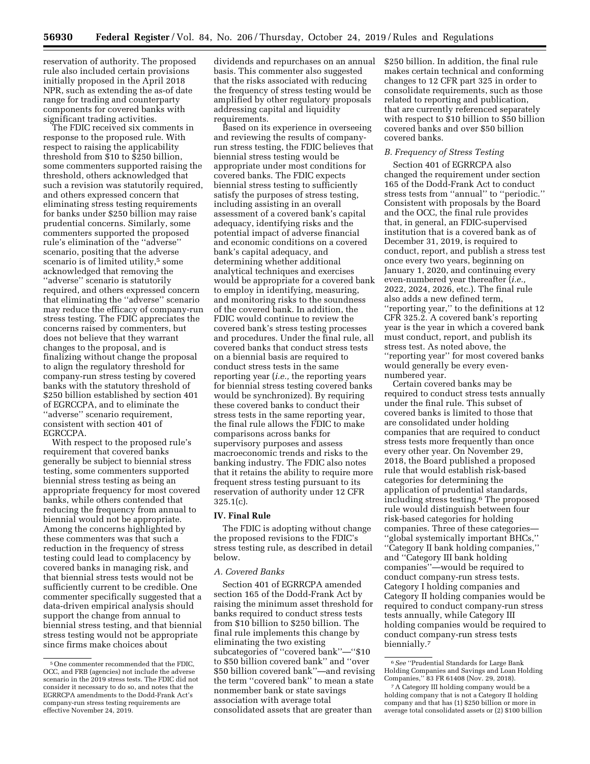reservation of authority. The proposed rule also included certain provisions initially proposed in the April 2018 NPR, such as extending the as-of date range for trading and counterparty components for covered banks with significant trading activities.

The FDIC received six comments in response to the proposed rule. With respect to raising the applicability threshold from $10 to $250 billion, some commenters supported raising the threshold, others acknowledged that such a revision was statutorily required, and others expressed concern that eliminating stress testing requirements for banks under $250 billion may raise prudential concerns. Similarly, some commenters supported the proposed rule's elimination of the ''adverse'' scenario, positing that the adverse scenario is of limited utility,[5] some acknowledged that removing the ''adverse'' scenario is statutorily required, and others expressed concern that eliminating the ''adverse'' scenario may reduce the efficacy of company-run stress testing. The FDIC appreciates the concerns raised by commenters, but does not believe that they warrant changes to the proposal, and is finalizing without change the proposal to align the regulatory threshold for company-run stress testing by covered banks with the statutory threshold of $250 billion established by section 401 of EGRCCPA, and to eliminate the ''adverse'' scenario requirement, consistent with section 401 of EGRCCPA.

With respect to the proposed rule's requirement that covered banks generally be subject to biennial stress testing, some commenters supported biennial stress testing as being an appropriate frequency for most covered banks, while others contended that reducing the frequency from annual to biennial would not be appropriate. Among the concerns highlighted by these commenters was that such a reduction in the frequency of stress testing could lead to complacency by covered banks in managing risk, and that biennial stress tests would not be sufficiently current to be credible. One commenter specifically suggested that a data-driven empirical analysis should support the change from annual to biennial stress testing, and that biennial stress testing would not be appropriate since firms make choices about dividends and repurchases on an annual basis. This commenter also suggested that the risks associated with reducing the frequency of stress testing would be amplified by other regulatory proposals addressing capital and liquidity requirements.

Based on its experience in overseeing and reviewing the results of company-run stress testing, the FDIC believes that biennial stress testing would be appropriate under most conditions for covered banks. The FDIC expects biennial stress testing to sufficiently satisfy the purposes of stress testing, including assisting in an overall assessment of a covered bank's capital adequacy, identifying risks and the potential impact of adverse financial and economic conditions on a covered bank's capital adequacy, and determining whether additional analytical techniques and exercises would be appropriate for a covered bank to employ in identifying, measuring, and monitoring risks to the soundness of the covered bank. In addition, the FDIC would continue to review the covered bank's stress testing processes and procedures. Under the final rule, all covered banks that conduct stress tests on a biennial basis are required to conduct stress tests in the same reporting year (*i.e.,* the reporting years for biennial stress testing covered banks would be synchronized). By requiring these covered banks to conduct their stress tests in the same reporting year, the final rule allows the FDIC to make comparisons across banks for supervisory purposes and assess macroeconomic trends and risks to the banking industry. The FDIC also notes that it retains the ability to require more frequent stress testing pursuant to its reservation of authority under 12 CFR 325.1(c).

## IV. Final Rule

The FDIC is adopting without change the proposed revisions to the FDIC's stress testing rule, as described in detail below.

### *A. Covered Banks*

Section 401 of EGRRCPA amended section 165 of the Dodd-Frank Act by raising the minimum asset threshold for banks required to conduct stress tests from $10 billion to $250 billion. The final rule implements this change by eliminating the two existing subcategories of ''covered bank''—''$10 to $50 billion covered bank'' and ''over $50 billion covered bank''—and revising the term ''covered bank'' to mean a state nonmember bank or state savings association with average total consolidated assets that are greater than $250 billion. In addition, the final rule makes certain technical and conforming changes to 12 CFR part 325 in order to consolidate requirements, such as those related to reporting and publication, that are currently referenced separately with respect to $10 billion to $50 billion covered banks and over $50 billion covered banks.

### *B. Frequency of Stress Testing*

Section 401 of EGRRCPA also changed the requirement under section 165 of the Dodd-Frank Act to conduct stress tests from ''annual'' to ''periodic.'' Consistent with proposals by the Board and the OCC, the final rule provides that, in general, an FDIC-supervised institution that is a covered bank as of December 31, 2019, is required to conduct, report, and publish a stress test once every two years, beginning on January 1, 2020, and continuing every even-numbered year thereafter (*i.e.,* 2022, 2024, 2026, etc.). The final rule also adds a new defined term, ''reporting year,'' to the definitions at 12 CFR 325.2. A covered bank's reporting year is the year in which a covered bank must conduct, report, and publish its stress test. As noted above, the ''reporting year'' for most covered banks would generally be every even-numbered year.

Certain covered banks may be required to conduct stress tests annually under the final rule. This subset of covered banks is limited to those that are consolidated under holding companies that are required to conduct stress tests more frequently than once every other year. On November 29, 2018, the Board published a proposed rule that would establish risk-based categories for determining the application of prudential standards, including stress testing.[6] The proposed rule would distinguish between four risk-based categories for holding companies. Three of these categories—''global systemically important BHCs,'' ''Category II bank holding companies,'' and ''Category III bank holding companies''—would be required to conduct company-run stress tests. Category I holding companies and Category II holding companies would be required to conduct company-run stress tests annually, while Category III holding companies would be required to conduct company-run stress tests biennially.[7]

---

[5] One commenter recommended that the FDIC, OCC, and FRB (agencies) not include the adverse scenario in the 2019 stress tests. The FDIC did not consider it necessary to do so, and notes that the EGRRCPA amendments to the Dodd-Frank Act's company-run stress testing requirements are effective November 24, 2019.

[6] *See* ''Prudential Standards for Large Bank Holding Companies and Savings and Loan Holding Companies,'' 83 FR 61408 (Nov. 29, 2018).

[7] A Category III holding company would be a holding company that is not a Category II holding company and that has (1) $250 billion or more in average total consolidated assets or (2) $100 billion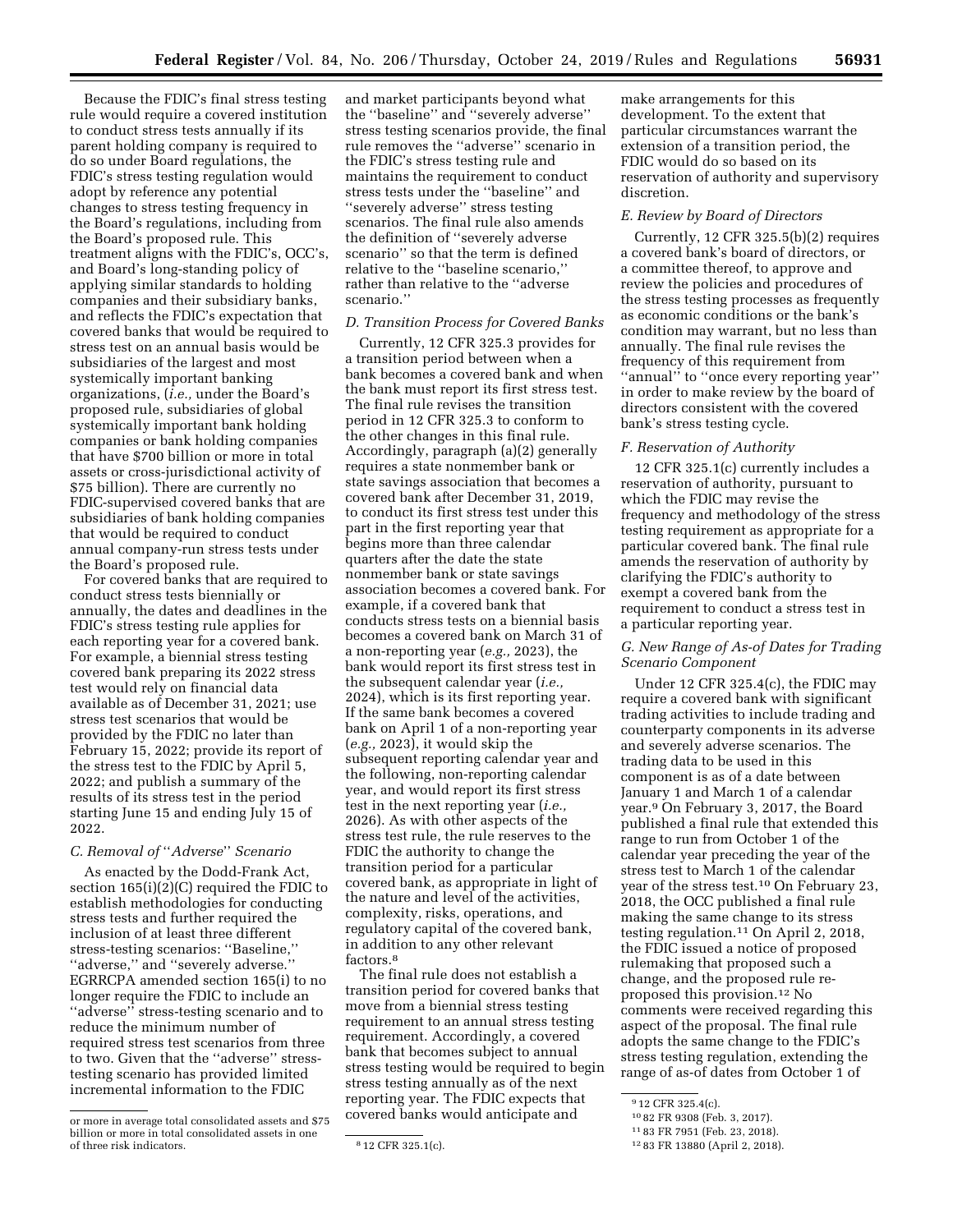Because the FDIC's final stress testing rule would require a covered institution to conduct stress tests annually if its parent holding company is required to do so under Board regulations, the FDIC's stress testing regulation would adopt by reference any potential changes to stress testing frequency in the Board's regulations, including from the Board's proposed rule. This treatment aligns with the FDIC's, OCC's, and Board's long-standing policy of applying similar standards to holding companies and their subsidiary banks, and reflects the FDIC's expectation that covered banks that would be required to stress test on an annual basis would be subsidiaries of the largest and most systemically important banking organizations, (*i.e.,* under the Board's proposed rule, subsidiaries of global systemically important bank holding companies or bank holding companies that have $700 billion or more in total assets or cross-jurisdictional activity of $75 billion). There are currently no FDIC-supervised covered banks that are subsidiaries of bank holding companies that would be required to conduct annual company-run stress tests under the Board's proposed rule.

For covered banks that are required to conduct stress tests biennially or annually, the dates and deadlines in the FDIC's stress testing rule applies for each reporting year for a covered bank. For example, a biennial stress testing covered bank preparing its 2022 stress test would rely on financial data available as of December 31, 2021; use stress test scenarios that would be provided by the FDIC no later than February 15, 2022; provide its report of the stress test to the FDIC by April 5, 2022; and publish a summary of the results of its stress test in the period starting June 15 and ending July 15 of 2022.

### C. Removal of ''Adverse'' Scenario

As enacted by the Dodd-Frank Act, section 165(i)(2)(C) required the FDIC to establish methodologies for conducting stress tests and further required the inclusion of at least three different stress-testing scenarios: ''Baseline,'' ''adverse,'' and ''severely adverse.'' EGRRCPA amended section 165(i) to no longer require the FDIC to include an ''adverse'' stress-testing scenario and to reduce the minimum number of required stress test scenarios from three to two. Given that the ''adverse'' stress-testing scenario has provided limited incremental information to the FDIC and market participants beyond what the ''baseline'' and ''severely adverse'' stress testing scenarios provide, the final rule removes the ''adverse'' scenario in the FDIC's stress testing rule and maintains the requirement to conduct stress tests under the ''baseline'' and ''severely adverse'' stress testing scenarios. The final rule also amends the definition of ''severely adverse scenario'' so that the term is defined relative to the ''baseline scenario,'' rather than relative to the ''adverse scenario.''

### D. Transition Process for Covered Banks

Currently, 12 CFR 325.3 provides for a transition period between when a bank becomes a covered bank and when the bank must report its first stress test. The final rule revises the transition period in 12 CFR 325.3 to conform to the other changes in this final rule. Accordingly, paragraph (a)(2) generally requires a state nonmember bank or state savings association that becomes a covered bank after December 31, 2019, to conduct its first stress test under this part in the first reporting year that begins more than three calendar quarters after the date the state nonmember bank or state savings association becomes a covered bank. For example, if a covered bank that conducts stress tests on a biennial basis becomes a covered bank on March 31 of a non-reporting year (*e.g.,* 2023), the bank would report its first stress test in the subsequent calendar year (*i.e.,* 2024), which is its first reporting year. If the same bank becomes a covered bank on April 1 of a non-reporting year (*e.g.,* 2023), it would skip the subsequent reporting calendar year and the following, non-reporting calendar year, and would report its first stress test in the next reporting year (*i.e.,* 2026). As with other aspects of the stress test rule, the rule reserves to the FDIC the authority to change the transition period for a particular covered bank, as appropriate in light of the nature and level of the activities, complexity, risks, operations, and regulatory capital of the covered bank, in addition to any other relevant factors.[8]

The final rule does not establish a transition period for covered banks that move from a biennial stress testing requirement to an annual stress testing requirement. Accordingly, a covered bank that becomes subject to annual stress testing would be required to begin stress testing annually as of the next reporting year. The FDIC expects that covered banks would anticipate and make arrangements for this development. To the extent that particular circumstances warrant the extension of a transition period, the FDIC would do so based on its reservation of authority and supervisory discretion.

### E. Review by Board of Directors

Currently, 12 CFR 325.5(b)(2) requires a covered bank's board of directors, or a committee thereof, to approve and review the policies and procedures of the stress testing processes as frequently as economic conditions or the bank's condition may warrant, but no less than annually. The final rule revises the frequency of this requirement from ''annual'' to ''once every reporting year'' in order to make review by the board of directors consistent with the covered bank's stress testing cycle.

### F. Reservation of Authority

12 CFR 325.1(c) currently includes a reservation of authority, pursuant to which the FDIC may revise the frequency and methodology of the stress testing requirement as appropriate for a particular covered bank. The final rule amends the reservation of authority by clarifying the FDIC's authority to exempt a covered bank from the requirement to conduct a stress test in a particular reporting year.

### G. New Range of As-of Dates for Trading Scenario Component

Under 12 CFR 325.4(c), the FDIC may require a covered bank with significant trading activities to include trading and counterparty components in its adverse and severely adverse scenarios. The trading data to be used in this component is as of a date between January 1 and March 1 of a calendar year.[9] On February 3, 2017, the Board published a final rule that extended this range to run from October 1 of the calendar year preceding the year of the stress test to March 1 of the calendar year of the stress test.[10] On February 23, 2018, the OCC published a final rule making the same change to its stress testing regulation.[11] On April 2, 2018, the FDIC issued a notice of proposed rulemaking that proposed such a change, and the proposed rule re-proposed this provision.[12] No comments were received regarding this aspect of the proposal. The final rule adopts the same change to the FDIC's stress testing regulation, extending the range of as-of dates from October 1 of

---

or more in average total consolidated assets and $75 billion or more in total consolidated assets in one of three risk indicators.

[8] 12 CFR 325.1(c).

[9] 12 CFR 325.4(c).

[10] 82 FR 9308 (Feb. 3, 2017).

[11] 83 FR 7951 (Feb. 23, 2018).

[12] 83 FR 13880 (April 2, 2018).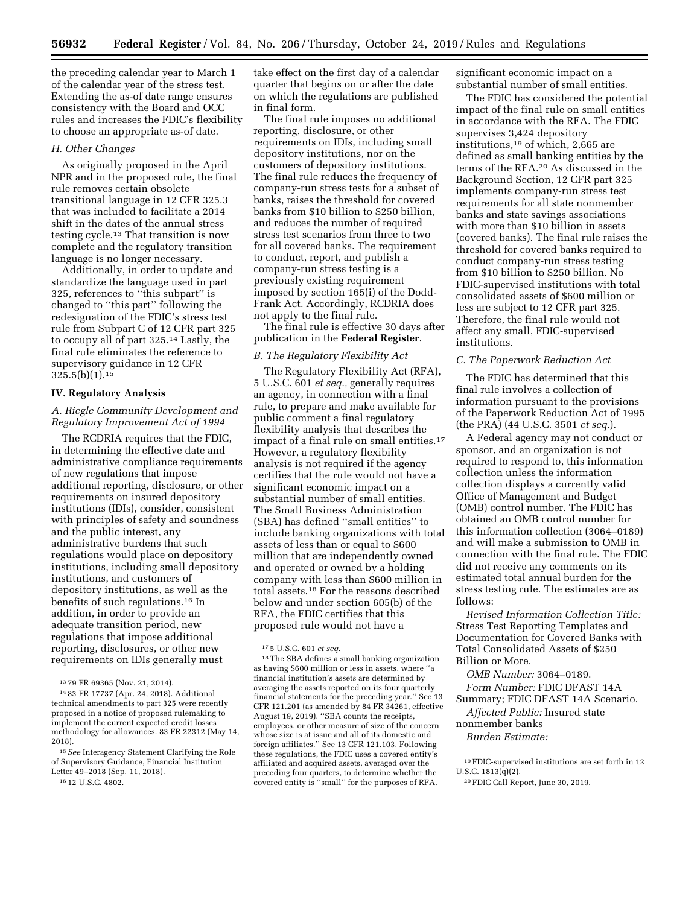the preceding calendar year to March 1 of the calendar year of the stress test. Extending the as-of date range ensures consistency with the Board and OCC rules and increases the FDIC's flexibility to choose an appropriate as-of date.

### *H. Other Changes*

As originally proposed in the April NPR and in the proposed rule, the final rule removes certain obsolete transitional language in 12 CFR 325.3 that was included to facilitate a 2014 shift in the dates of the annual stress testing cycle.[13] That transition is now complete and the regulatory transition language is no longer necessary.

Additionally, in order to update and standardize the language used in part 325, references to ''this subpart'' is changed to ''this part'' following the redesignation of the FDIC's stress test rule from Subpart C of 12 CFR part 325 to occupy all of part 325.[14] Lastly, the final rule eliminates the reference to supervisory guidance in 12 CFR 325.5(b)(1).[15]

## IV. Regulatory Analysis

### *A. Riegle Community Development and Regulatory Improvement Act of 1994*

The RCDRIA requires that the FDIC, in determining the effective date and administrative compliance requirements of new regulations that impose additional reporting, disclosure, or other requirements on insured depository institutions (IDIs), consider, consistent with principles of safety and soundness and the public interest, any administrative burdens that such regulations would place on depository institutions, including small depository institutions, and customers of depository institutions, as well as the benefits of such regulations.[16] In addition, in order to provide an adequate transition period, new regulations that impose additional reporting, disclosures, or other new requirements on IDIs generally must take effect on the first day of a calendar quarter that begins on or after the date on which the regulations are published in final form.

The final rule imposes no additional reporting, disclosure, or other requirements on IDIs, including small depository institutions, nor on the customers of depository institutions. The final rule reduces the frequency of company-run stress tests for a subset of banks, raises the threshold for covered banks from $10 billion to $250 billion, and reduces the number of required stress test scenarios from three to two for all covered banks. The requirement to conduct, report, and publish a company-run stress testing is a previously existing requirement imposed by section 165(i) of the Dodd-Frank Act. Accordingly, RCDRIA does not apply to the final rule.

The final rule is effective 30 days after publication in the **Federal Register**.

### *B. The Regulatory Flexibility Act*

The Regulatory Flexibility Act (RFA), 5 U.S.C. 601 *et seq.,* generally requires an agency, in connection with a final rule, to prepare and make available for public comment a final regulatory flexibility analysis that describes the impact of a final rule on small entities.[17] However, a regulatory flexibility analysis is not required if the agency certifies that the rule would not have a significant economic impact on a substantial number of small entities. The Small Business Administration (SBA) has defined ''small entities'' to include banking organizations with total assets of less than or equal to $600 million that are independently owned and operated or owned by a holding company with less than $600 million in total assets.[18] For the reasons described below and under section 605(b) of the RFA, the FDIC certifies that this proposed rule would not have a significant economic impact on a substantial number of small entities.

The FDIC has considered the potential impact of the final rule on small entities in accordance with the RFA. The FDIC supervises 3,424 depository institutions,[19] of which, 2,665 are defined as small banking entities by the terms of the RFA.[20] As discussed in the Background Section, 12 CFR part 325 implements company-run stress test requirements for all state nonmember banks and state savings associations with more than $10 billion in assets (covered banks). The final rule raises the threshold for covered banks required to conduct company-run stress testing from $10 billion to $250 billion. No FDIC-supervised institutions with total consolidated assets of $600 million or less are subject to 12 CFR part 325. Therefore, the final rule would not affect any small, FDIC-supervised institutions.

### *C. The Paperwork Reduction Act*

The FDIC has determined that this final rule involves a collection of information pursuant to the provisions of the Paperwork Reduction Act of 1995 (the PRA) (44 U.S.C. 3501 *et seq.*).

A Federal agency may not conduct or sponsor, and an organization is not required to respond to, this information collection unless the information collection displays a currently valid Office of Management and Budget (OMB) control number. The FDIC has obtained an OMB control number for this information collection (3064–0189) and will make a submission to OMB in connection with the final rule. The FDIC did not receive any comments on its estimated total annual burden for the stress testing rule. The estimates are as follows:

*Revised Information Collection Title:* Stress Test Reporting Templates and Documentation for Covered Banks with Total Consolidated Assets of $250 Billion or More.

*OMB Number:* 3064–0189.

*Form Number:* FDIC DFAST 14A Summary; FDIC DFAST 14A Scenario.

*Affected Public:* Insured state nonmember banks

*Burden Estimate:*

---

[13] 79 FR 69365 (Nov. 21, 2014).

[14] 83 FR 17737 (Apr. 24, 2018). Additional technical amendments to part 325 were recently proposed in a notice of proposed rulemaking to implement the current expected credit losses methodology for allowances. 83 FR 22312 (May 14, 2018).

[15] *See* Interagency Statement Clarifying the Role of Supervisory Guidance, Financial Institution Letter 49–2018 (Sep. 11, 2018).

[16] 12 U.S.C. 4802.

[17] 5 U.S.C. 601 *et seq.*

[18] The SBA defines a small banking organization as having $600 million or less in assets, where ''a financial institution's assets are determined by averaging the assets reported on its four quarterly financial statements for the preceding year.'' See 13 CFR 121.201 (as amended by 84 FR 34261, effective August 19, 2019). ''SBA counts the receipts, employees, or other measure of size of the concern whose size is at issue and all of its domestic and foreign affiliates.'' See 13 CFR 121.103. Following these regulations, the FDIC uses a covered entity's affiliated and acquired assets, averaged over the preceding four quarters, to determine whether the covered entity is ''small'' for the purposes of RFA.

[19] FDIC-supervised institutions are set forth in 12 U.S.C. 1813(q)(2).

[20] FDIC Call Report, June 30, 2019.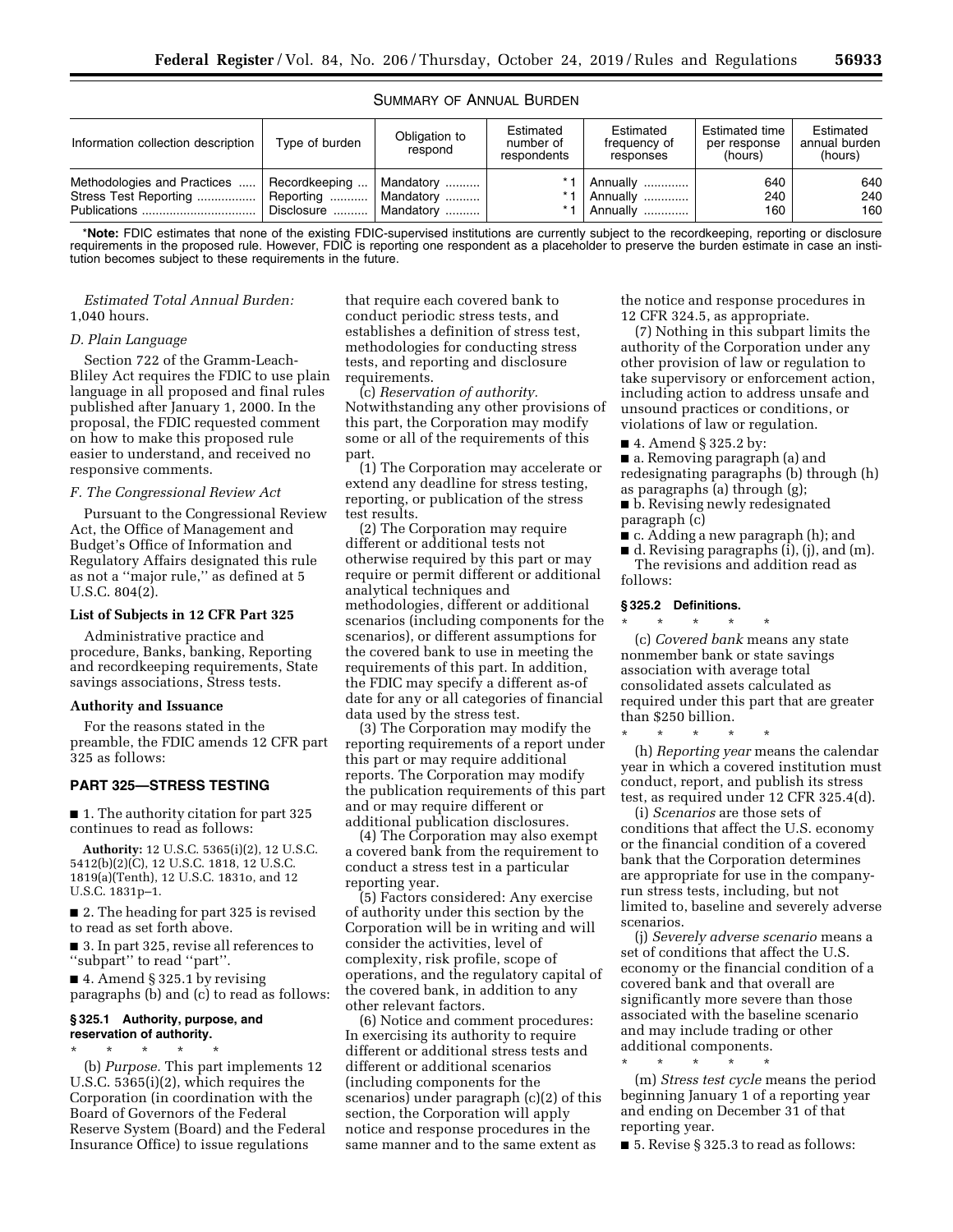SUMMARY OF ANNUAL BURDEN

| Information collection description | Type of burden | Obligation to respond | Estimated number of respondents | Estimated frequency of responses | Estimated time per response (hours) | Estimated annual burden (hours) |
|---|---|---|---|---|---|---|
| Methodologies and Practices | Recordkeeping | Mandatory | *1 | Annually | 640 | 640 |
| Stress Test Reporting | Reporting | Mandatory | *1 | Annually | 240 | 240 |
| Publications | Disclosure | Mandatory | *1 | Annually | 160 | 160 |

***Note:** FDIC estimates that none of the existing FDIC-supervised institutions are currently subject to the recordkeeping, reporting or disclosure requirements in the proposed rule. However, FDIC is reporting one respondent as a placeholder to preserve the burden estimate in case an institution becomes subject to these requirements in the future.

*Estimated Total Annual Burden:* 1,040 hours.

### *D. Plain Language*

Section 722 of the Gramm-Leach-Bliley Act requires the FDIC to use plain language in all proposed and final rules published after January 1, 2000. In the proposal, the FDIC requested comment on how to make this proposed rule easier to understand, and received no responsive comments.

### *F. The Congressional Review Act*

Pursuant to the Congressional Review Act, the Office of Management and Budget's Office of Information and Regulatory Affairs designated this rule as not a ''major rule,'' as defined at 5 U.S.C. 804(2).

### List of Subjects in 12 CFR Part 325

Administrative practice and procedure, Banks, banking, Reporting and recordkeeping requirements, State savings associations, Stress tests.

### Authority and Issuance

For the reasons stated in the preamble, the FDIC amends 12 CFR part 325 as follows:

## PART 325—STRESS TESTING

■ 1. The authority citation for part 325 continues to read as follows:

**Authority:** 12 U.S.C. 5365(i)(2), 12 U.S.C. 5412(b)(2)(C), 12 U.S.C. 1818, 12 U.S.C. 1819(a)(Tenth), 12 U.S.C. 1831o, and 12 U.S.C. 1831p–1.

■ 2. The heading for part 325 is revised to read as set forth above.

■ 3. In part 325, revise all references to ''subpart'' to read ''part''.

■ 4. Amend § 325.1 by revising paragraphs (b) and (c) to read as follows:

### § 325.1 Authority, purpose, and reservation of authority.

\* \* \* \* \*

(b) *Purpose.* This part implements 12 U.S.C. 5365(i)(2), which requires the Corporation (in coordination with the Board of Governors of the Federal Reserve System (Board) and the Federal Insurance Office) to issue regulations that require each covered bank to conduct periodic stress tests, and establishes a definition of stress test, methodologies for conducting stress tests, and reporting and disclosure requirements.

(c) *Reservation of authority.* Notwithstanding any other provisions of this part, the Corporation may modify some or all of the requirements of this part.

(1) The Corporation may accelerate or extend any deadline for stress testing, reporting, or publication of the stress test results.

(2) The Corporation may require different or additional tests not otherwise required by this part or may require or permit different or additional analytical techniques and methodologies, different or additional scenarios (including components for the scenarios), or different assumptions for the covered bank to use in meeting the requirements of this part. In addition, the FDIC may specify a different as-of date for any or all categories of financial data used by the stress test.

(3) The Corporation may modify the reporting requirements of a report under this part or may require additional reports. The Corporation may modify the publication requirements of this part and or may require different or additional publication disclosures.

(4) The Corporation may also exempt a covered bank from the requirement to conduct a stress test in a particular reporting year.

(5) Factors considered: Any exercise of authority under this section by the Corporation will be in writing and will consider the activities, level of complexity, risk profile, scope of operations, and the regulatory capital of the covered bank, in addition to any other relevant factors.

(6) Notice and comment procedures: In exercising its authority to require different or additional stress tests and different or additional scenarios (including components for the scenarios) under paragraph (c)(2) of this section, the Corporation will apply notice and response procedures in the same manner and to the same extent as the notice and response procedures in 12 CFR 324.5, as appropriate.

(7) Nothing in this subpart limits the authority of the Corporation under any other provision of law or regulation to take supervisory or enforcement action, including action to address unsafe and unsound practices or conditions, or violations of law or regulation.

■ 4. Amend § 325.2 by:

■ a. Removing paragraph (a) and redesignating paragraphs (b) through (h) as paragraphs (a) through (g);

■ b. Revising newly redesignated paragraph (c)

■ c. Adding a new paragraph (h); and

■ d. Revising paragraphs (i), (j), and (m).

The revisions and addition read as follows:

### § 325.2 Definitions.

\* \* \* \* \*

(c) *Covered bank* means any state nonmember bank or state savings association with average total consolidated assets calculated as required under this part that are greater than $250 billion.

\* \* \* \* \*

(h) *Reporting year* means the calendar year in which a covered institution must conduct, report, and publish its stress test, as required under 12 CFR 325.4(d).

(i) *Scenarios* are those sets of conditions that affect the U.S. economy or the financial condition of a covered bank that the Corporation determines are appropriate for use in the company-run stress tests, including, but not limited to, baseline and severely adverse scenarios.

(j) *Severely adverse scenario* means a set of conditions that affect the U.S. economy or the financial condition of a covered bank and that overall are significantly more severe than those associated with the baseline scenario and may include trading or other additional components.

\* \* \* \* \*

(m) *Stress test cycle* means the period beginning January 1 of a reporting year and ending on December 31 of that reporting year.

■ 5. Revise § 325.3 to read as follows: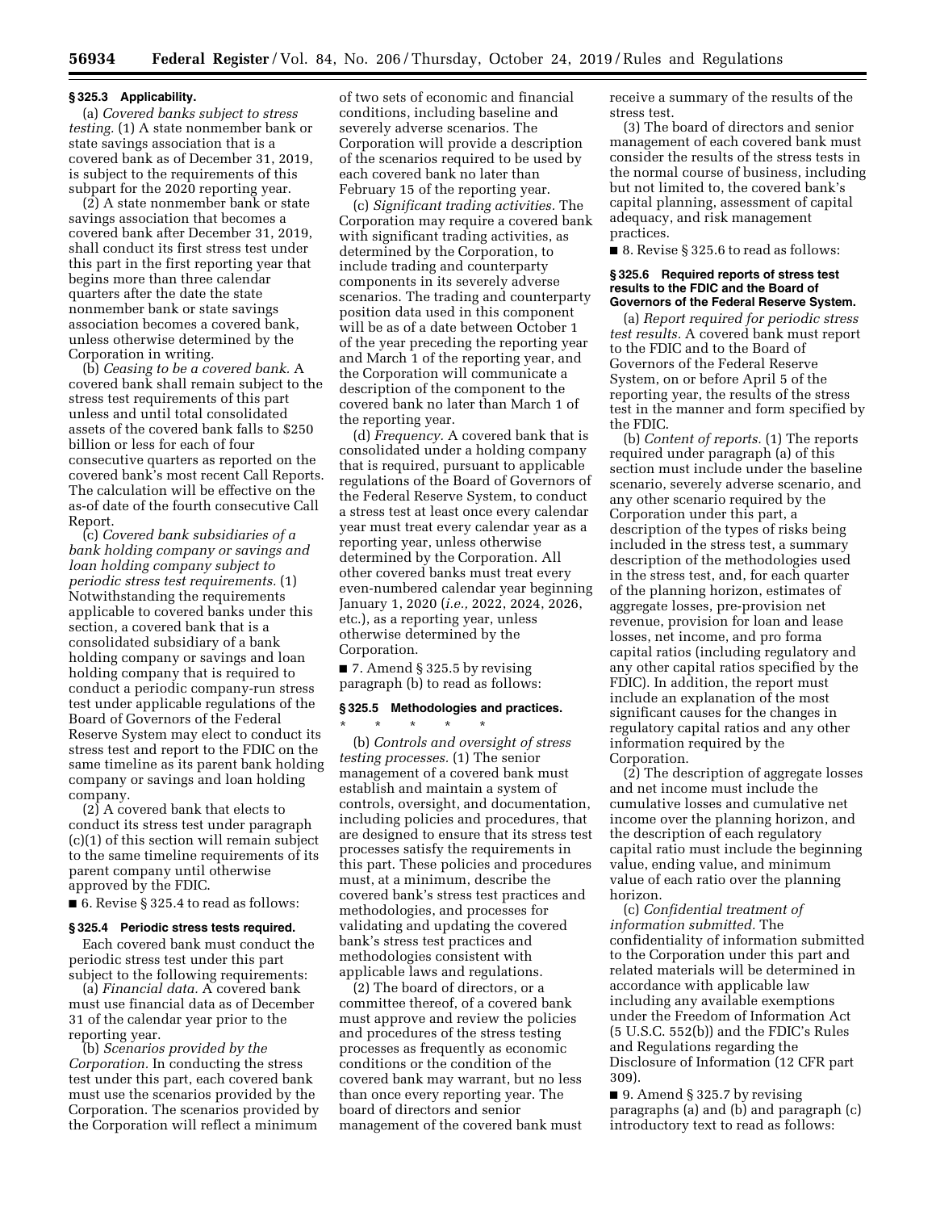### § 325.3 Applicability.

(a) *Covered banks subject to stress testing.* (1) A state nonmember bank or state savings association that is a covered bank as of December 31, 2019, is subject to the requirements of this subpart for the 2020 reporting year.

(2) A state nonmember bank or state savings association that becomes a covered bank after December 31, 2019, shall conduct its first stress test under this part in the first reporting year that begins more than three calendar quarters after the date the state nonmember bank or state savings association becomes a covered bank, unless otherwise determined by the Corporation in writing.

(b) *Ceasing to be a covered bank.* A covered bank shall remain subject to the stress test requirements of this part unless and until total consolidated assets of the covered bank falls to $250 billion or less for each of four consecutive quarters as reported on the covered bank's most recent Call Reports. The calculation will be effective on the as-of date of the fourth consecutive Call Report.

(c) *Covered bank subsidiaries of a bank holding company or savings and loan holding company subject to periodic stress test requirements.* (1) Notwithstanding the requirements applicable to covered banks under this section, a covered bank that is a consolidated subsidiary of a bank holding company or savings and loan holding company that is required to conduct a periodic company-run stress test under applicable regulations of the Board of Governors of the Federal Reserve System may elect to conduct its stress test and report to the FDIC on the same timeline as its parent bank holding company or savings and loan holding company.

(2) A covered bank that elects to conduct its stress test under paragraph (c)(1) of this section will remain subject to the same timeline requirements of its parent company until otherwise approved by the FDIC.

■ 6. Revise § 325.4 to read as follows:

### § 325.4 Periodic stress tests required.

Each covered bank must conduct the periodic stress test under this part subject to the following requirements:

(a) *Financial data.* A covered bank must use financial data as of December 31 of the calendar year prior to the reporting year.

(b) *Scenarios provided by the Corporation.* In conducting the stress test under this part, each covered bank must use the scenarios provided by the Corporation. The scenarios provided by the Corporation will reflect a minimum of two sets of economic and financial conditions, including baseline and severely adverse scenarios. The Corporation will provide a description of the scenarios required to be used by each covered bank no later than February 15 of the reporting year.

(c) *Significant trading activities.* The Corporation may require a covered bank with significant trading activities, as determined by the Corporation, to include trading and counterparty components in its severely adverse scenarios. The trading and counterparty position data used in this component will be as of a date between October 1 of the year preceding the reporting year and March 1 of the reporting year, and the Corporation will communicate a description of the component to the covered bank no later than March 1 of the reporting year.

(d) *Frequency.* A covered bank that is consolidated under a holding company that is required, pursuant to applicable regulations of the Board of Governors of the Federal Reserve System, to conduct a stress test at least once every calendar year must treat every calendar year as a reporting year, unless otherwise determined by the Corporation. All other covered banks must treat every even-numbered calendar year beginning January 1, 2020 (*i.e.,* 2022, 2024, 2026, etc.), as a reporting year, unless otherwise determined by the Corporation.

■ 7. Amend § 325.5 by revising paragraph (b) to read as follows:

### § 325.5 Methodologies and practices.

\* \* \* \* \*

(b) *Controls and oversight of stress testing processes.* (1) The senior management of a covered bank must establish and maintain a system of controls, oversight, and documentation, including policies and procedures, that are designed to ensure that its stress test processes satisfy the requirements in this part. These policies and procedures must, at a minimum, describe the covered bank's stress test practices and methodologies, and processes for validating and updating the covered bank's stress test practices and methodologies consistent with applicable laws and regulations.

(2) The board of directors, or a committee thereof, of a covered bank must approve and review the policies and procedures of the stress testing processes as frequently as economic conditions or the condition of the covered bank may warrant, but no less than once every reporting year. The board of directors and senior management of the covered bank must receive a summary of the results of the stress test.

(3) The board of directors and senior management of each covered bank must consider the results of the stress tests in the normal course of business, including but not limited to, the covered bank's capital planning, assessment of capital adequacy, and risk management practices.

■ 8. Revise § 325.6 to read as follows:

### § 325.6 Required reports of stress test results to the FDIC and the Board of Governors of the Federal Reserve System.

(a) *Report required for periodic stress test results.* A covered bank must report to the FDIC and to the Board of Governors of the Federal Reserve System, on or before April 5 of the reporting year, the results of the stress test in the manner and form specified by the FDIC.

(b) *Content of reports.* (1) The reports required under paragraph (a) of this section must include under the baseline scenario, severely adverse scenario, and any other scenario required by the Corporation under this part, a description of the types of risks being included in the stress test, a summary description of the methodologies used in the stress test, and, for each quarter of the planning horizon, estimates of aggregate losses, pre-provision net revenue, provision for loan and lease losses, net income, and pro forma capital ratios (including regulatory and any other capital ratios specified by the FDIC). In addition, the report must include an explanation of the most significant causes for the changes in regulatory capital ratios and any other information required by the Corporation.

(2) The description of aggregate losses and net income must include the cumulative losses and cumulative net income over the planning horizon, and the description of each regulatory capital ratio must include the beginning value, ending value, and minimum value of each ratio over the planning horizon.

(c) *Confidential treatment of information submitted.* The confidentiality of information submitted to the Corporation under this part and related materials will be determined in accordance with applicable law including any available exemptions under the Freedom of Information Act (5 U.S.C. 552(b)) and the FDIC's Rules and Regulations regarding the Disclosure of Information (12 CFR part 309).

■ 9. Amend § 325.7 by revising paragraphs (a) and (b) and paragraph (c) introductory text to read as follows: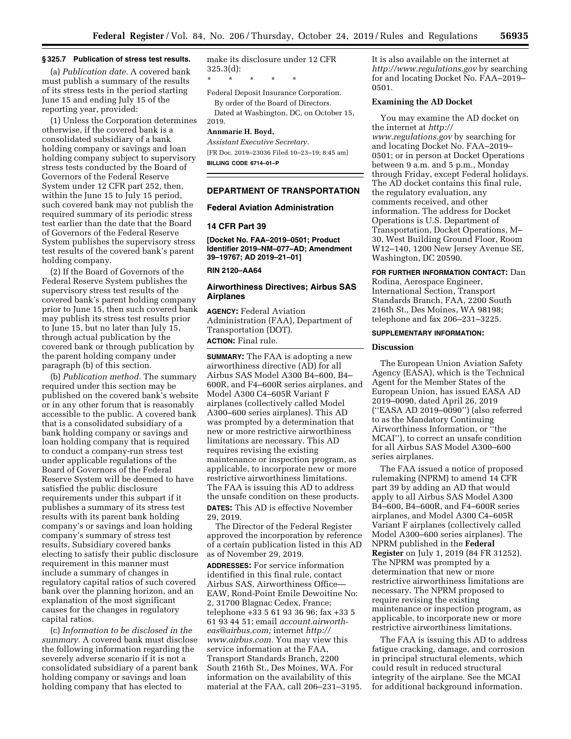### § 325.7 Publication of stress test results.

(a) *Publication date.* A covered bank must publish a summary of the results of its stress tests in the period starting June 15 and ending July 15 of the reporting year, provided:

(1) Unless the Corporation determines otherwise, if the covered bank is a consolidated subsidiary of a bank holding company or savings and loan holding company subject to supervisory stress tests conducted by the Board of Governors of the Federal Reserve System under 12 CFR part 252, then, within the June 15 to July 15 period, such covered bank may not publish the required summary of its periodic stress test earlier than the date that the Board of Governors of the Federal Reserve System publishes the supervisory stress test results of the covered bank's parent holding company.

(2) If the Board of Governors of the Federal Reserve System publishes the supervisory stress test results of the covered bank's parent holding company prior to June 15, then such covered bank may publish its stress test results prior to June 15, but no later than July 15, through actual publication by the covered bank or through publication by the parent holding company under paragraph (b) of this section.

(b) *Publication method.* The summary required under this section may be published on the covered bank's website or in any other forum that is reasonably accessible to the public. A covered bank that is a consolidated subsidiary of a bank holding company or savings and loan holding company that is required to conduct a company-run stress test under applicable regulations of the Board of Governors of the Federal Reserve System will be deemed to have satisfied the public disclosure requirements under this subpart if it publishes a summary of its stress test results with its parent bank holding company's or savings and loan holding company's summary of stress test results. Subsidiary covered banks electing to satisfy their public disclosure requirement in this manner must include a summary of changes in regulatory capital ratios of such covered bank over the planning horizon, and an explanation of the most significant causes for the changes in regulatory capital ratios.

(c) *Information to be disclosed in the summary.* A covered bank must disclose the following information regarding the severely adverse scenario if it is not a consolidated subsidiary of a parent bank holding company or savings and loan holding company that has elected to make its disclosure under 12 CFR 325.3(d):

\* \* \* \* \*

Federal Deposit Insurance Corporation.

By order of the Board of Directors.

Dated at Washington, DC, on October 15, 2019.

**Annmarie H. Boyd,**

*Assistant Executive Secretary.*

[FR Doc. 2019–23036 Filed 10–23–19; 8:45 am]

**BILLING CODE 6714–01–P**

---

## DEPARTMENT OF TRANSPORTATION

### Federal Aviation Administration

### 14 CFR Part 39

**[Docket No. FAA–2019–0501; Product Identifier 2019–NM–077–AD; Amendment 39–19767; AD 2019–21–01]**

**RIN 2120–AA64**

### Airworthiness Directives; Airbus SAS Airplanes

**AGENCY:** Federal Aviation Administration (FAA), Department of Transportation (DOT).

**ACTION:** Final rule.

**SUMMARY:** The FAA is adopting a new airworthiness directive (AD) for all Airbus SAS Model A300 B4–600, B4–600R, and F4–600R series airplanes, and Model A300 C4–605R Variant F airplanes (collectively called Model A300–600 series airplanes). This AD was prompted by a determination that new or more restrictive airworthiness limitations are necessary. This AD requires revising the existing maintenance or inspection program, as applicable, to incorporate new or more restrictive airworthiness limitations. The FAA is issuing this AD to address the unsafe condition on these products.

**DATES:** This AD is effective November 29, 2019.

The Director of the Federal Register approved the incorporation by reference of a certain publication listed in this AD as of November 29, 2019.

**ADDRESSES:** For service information identified in this final rule, contact Airbus SAS, Airworthiness Office—EAW, Rond-Point Emile Dewoitine No: 2, 31700 Blagnac Cedex, France; telephone +33 5 61 93 36 96; fax +33 5 61 93 44 51; email *account.airworth-eas@airbus.com;* internet *http://www.airbus.com.* You may view this service information at the FAA, Transport Standards Branch, 2200 South 216th St., Des Moines, WA. For information on the availability of this material at the FAA, call 206–231–3195. It is also available on the internet at *http://www.regulations.gov* by searching for and locating Docket No. FAA–2019–0501.

#### Examining the AD Docket

You may examine the AD docket on the internet at *http://www.regulations.gov* by searching for and locating Docket No. FAA–2019–0501; or in person at Docket Operations between 9 a.m. and 5 p.m., Monday through Friday, except Federal holidays. The AD docket contains this final rule, the regulatory evaluation, any comments received, and other information. The address for Docket Operations is U.S. Department of Transportation, Docket Operations, M–30, West Building Ground Floor, Room W12–140, 1200 New Jersey Avenue SE, Washington, DC 20590.

**FOR FURTHER INFORMATION CONTACT:** Dan Rodina, Aerospace Engineer, International Section, Transport Standards Branch, FAA, 2200 South 216th St., Des Moines, WA 98198; telephone and fax 206–231–3225.

**SUPPLEMENTARY INFORMATION:**

#### Discussion

The European Union Aviation Safety Agency (EASA), which is the Technical Agent for the Member States of the European Union, has issued EASA AD 2019–0090, dated April 26, 2019 (''EASA AD 2019–0090'') (also referred to as the Mandatory Continuing Airworthiness Information, or ''the MCAI''), to correct an unsafe condition for all Airbus SAS Model A300–600 series airplanes.

The FAA issued a notice of proposed rulemaking (NPRM) to amend 14 CFR part 39 by adding an AD that would apply to all Airbus SAS Model A300 B4–600, B4–600R, and F4–600R series airplanes, and Model A300 C4–605R Variant F airplanes (collectively called Model A300–600 series airplanes). The NPRM published in the **Federal Register** on July 1, 2019 (84 FR 31252). The NPRM was prompted by a determination that new or more restrictive airworthiness limitations are necessary. The NPRM proposed to require revising the existing maintenance or inspection program, as applicable, to incorporate new or more restrictive airworthiness limitations.

The FAA is issuing this AD to address fatigue cracking, damage, and corrosion in principal structural elements, which could result in reduced structural integrity of the airplane. See the MCAI for additional background information.